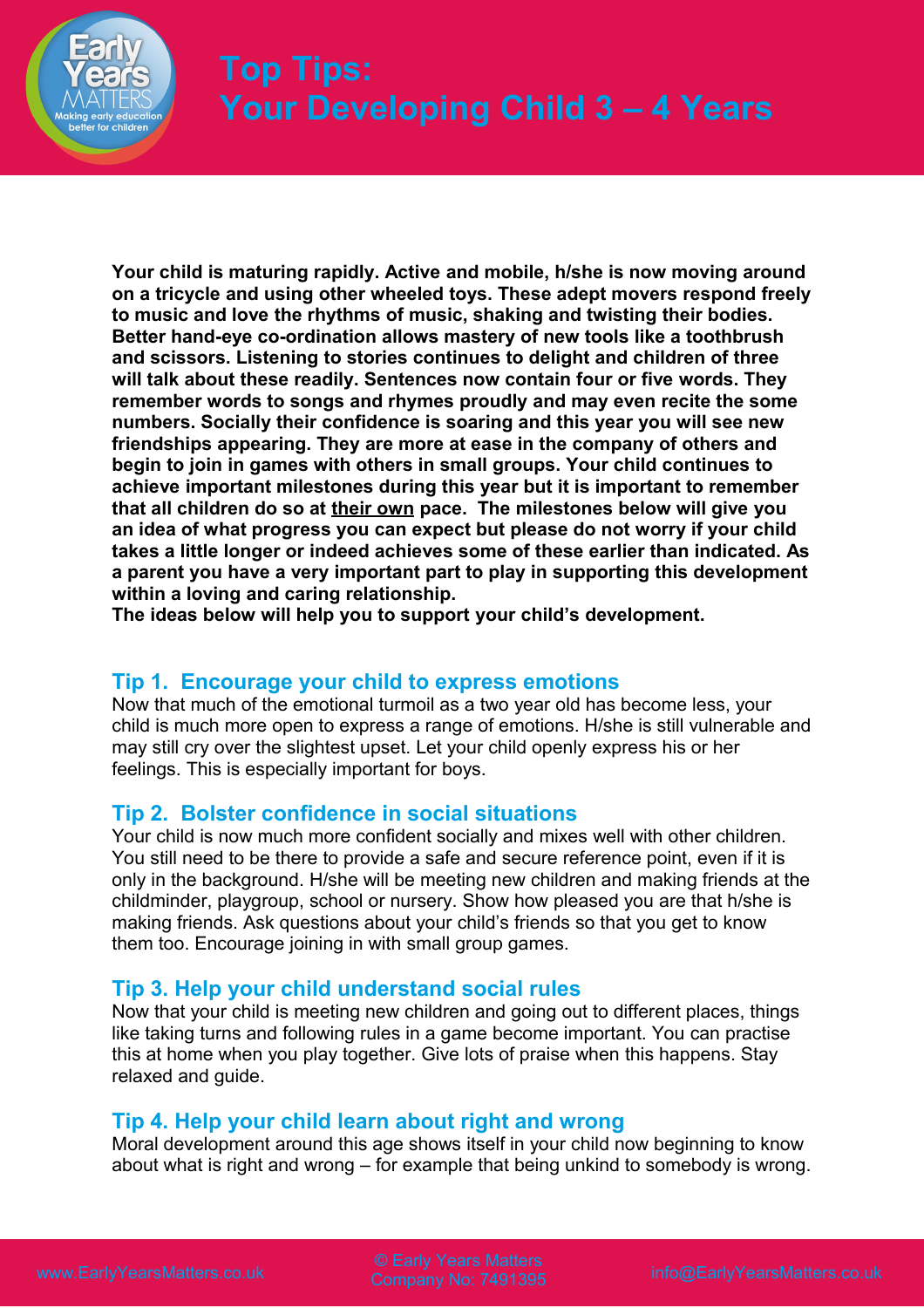# Top Tips: Your Developing Child 3 – 4 Years

**Your child is maturing rapidly. Active and mobile, h/she is now moving around on a tricycle and using other wheeled toys. These adept movers respond freely to music and love the rhythms of music, shaking and twisting their bodies. Better hand-eye co-ordination allows mastery of new tools like a toothbrush and scissors. Listening to stories continues to delight and children of three will talk about these readily. Sentences now contain four or five words. They remember words to songs and rhymes proudly and may even recite the some numbers. Socially their confidence is soaring and this year you will see new friendships appearing. They are more at ease in the company of others and begin to join in games with others in small groups. Your child continues to achieve important milestones during this year but it is important to remember that all children do so at <u>their own</u> pace. The milestones below will give you an idea of what progress you can expect but please do not worry if your child takes a little longer or indeed achieves some of these earlier than indicated. As a parent you have a very important part to play in supporting this development within a loving and caring relationship.**

**The ideas below will help you to support your child's development.**

## Tip 1. Encourage your child to express emotions

Now that much of the emotional turmoil as a two year old has become less, your child is much more open to express a range of emotions. H/she is still vulnerable and may still cry over the slightest upset. Let your child openly express his or her feelings. This is especially important for boys.

## Tip 2. Bolster confidence in social situations

Your child is now much more confident socially and mixes well with other children. You still need to be there to provide a safe and secure reference point, even if it is only in the background. H/she will be meeting new children and making friends at the childminder, playgroup, school or nursery. Show how pleased you are that h/she is making friends. Ask questions about your child's friends so that you get to know them too. Encourage joining in with small group games.

## Tip 3. Help your child understand social rules

Now that your child is meeting new children and going out to different places, things like taking turns and following rules in a game become important. You can practise this at home when you play together. Give lots of praise when this happens. Stay relaxed and guide.

## Tip 4. Help your child learn about right and wrong

Moral development around this age shows itself in your child now beginning to know about what is right and wrong – for example that being unkind to somebody is wrong.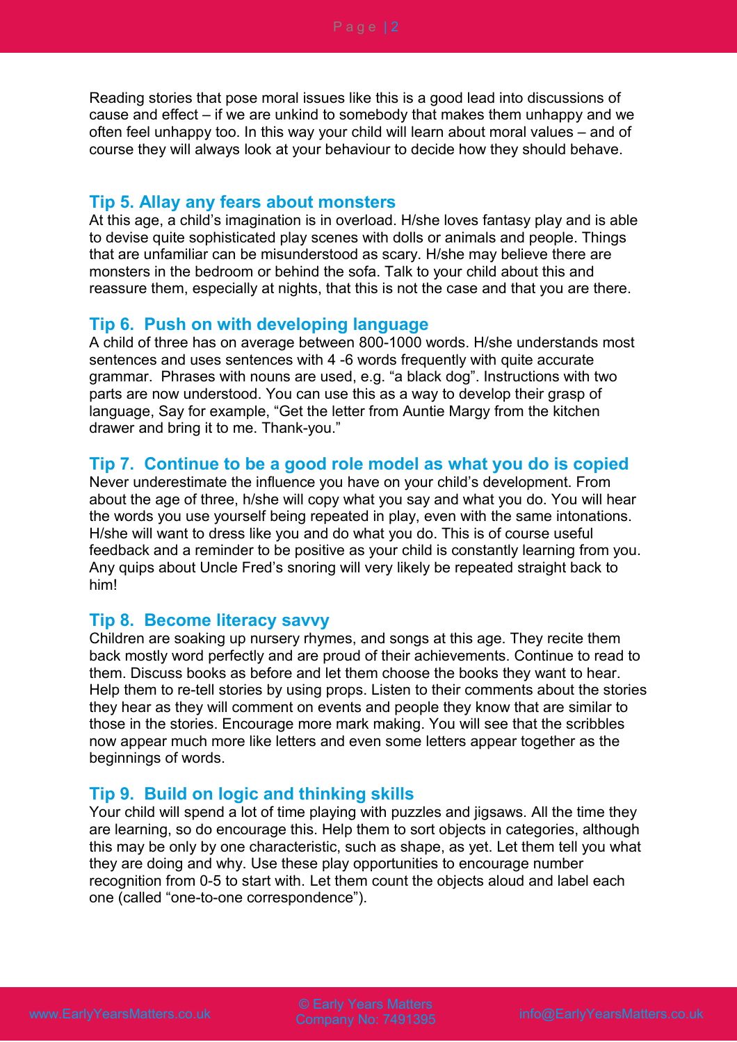Reading stories that pose moral issues like this is a good lead into discussions of cause and effect – if we are unkind to somebody that makes them unhappy and we often feel unhappy too. In this way your child will learn about moral values – and of course they will always look at your behaviour to decide how they should behave.

## Tip 5. Allay any fears about monsters

At this age, a child's imagination is in overload. H/she loves fantasy play and is able to devise quite sophisticated play scenes with dolls or animals and people. Things that are unfamiliar can be misunderstood as scary. H/she may believe there are monsters in the bedroom or behind the sofa. Talk to your child about this and reassure them, especially at nights, that this is not the case and that you are there.

## Tip 6. Push on with developing language

A child of three has on average between 800-1000 words. H/she understands most sentences and uses sentences with 4 -6 words frequently with quite accurate grammar. Phrases with nouns are used, e.g. "a black dog". Instructions with two parts are now understood. You can use this as a way to develop their grasp of language, Say for example, "Get the letter from Auntie Margy from the kitchen drawer and bring it to me. Thank-you."

## Tip 7. Continue to be a good role model as what you do is copied

Never underestimate the influence you have on your child's development. From about the age of three, h/she will copy what you say and what you do. You will hear the words you use yourself being repeated in play, even with the same intonations. H/she will want to dress like you and do what you do. This is of course useful feedback and a reminder to be positive as your child is constantly learning from you. Any quips about Uncle Fred's snoring will very likely be repeated straight back to him!

## Tip 8. Become literacy savvy

Children are soaking up nursery rhymes, and songs at this age. They recite them back mostly word perfectly and are proud of their achievements. Continue to read to them. Discuss books as before and let them choose the books they want to hear. Help them to re-tell stories by using props. Listen to their comments about the stories they hear as they will comment on events and people they know that are similar to those in the stories. Encourage more mark making. You will see that the scribbles now appear much more like letters and even some letters appear together as the beginnings of words.

## Tip 9. Build on logic and thinking skills

Your child will spend a lot of time playing with puzzles and jigsaws. All the time they are learning, so do encourage this. Help them to sort objects in categories, although this may be only by one characteristic, such as shape, as yet. Let them tell you what they are doing and why. Use these play opportunities to encourage number recognition from 0-5 to start with. Let them count the objects aloud and label each one (called "one-to-one correspondence").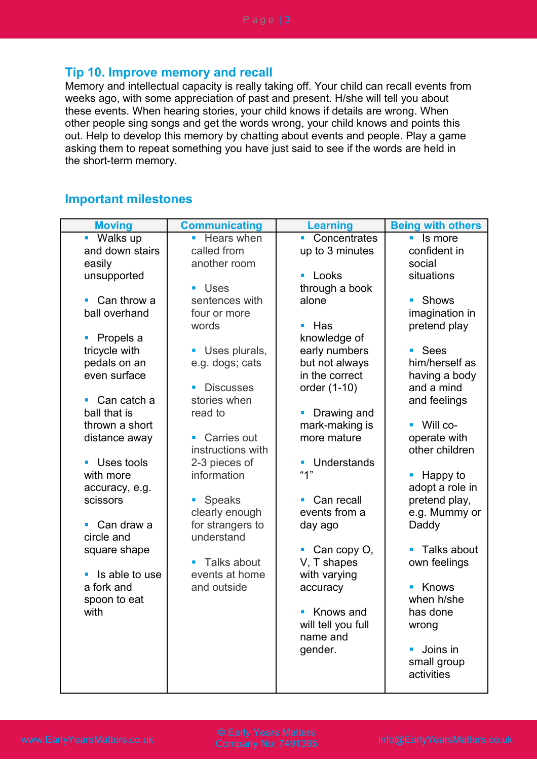## Tip 10. Improve memory and recall

Memory and intellectual capacity is really taking off. Your child can recall events from weeks ago, with some appreciation of past and present. H/she will tell you about these events. When hearing stories, your child knows if details are wrong. When other people sing songs and get the words wrong, your child knows and points this out. Help to develop this memory by chatting about events and people. Play a game asking them to repeat something you have just said to see if the words are held in the short-term memory.

## Important milestones

| Moving | Communicating | Learning | Being with others |
|---|---|---|---|
| • Walks up and down stairs easily unsupported<br><br>• Can throw a ball overhand<br><br>• Propels a tricycle with pedals on an even surface<br><br>• Can catch a ball that is thrown a short distance away<br><br>• Uses tools with more accuracy, e.g. scissors<br><br>• Can draw a circle and square shape<br><br>• Is able to use a fork and spoon to eat with | • Hears when called from another room<br><br>• Uses sentences with four or more words<br><br>• Uses plurals, e.g. dogs; cats<br><br>• Discusses stories when read to<br><br>• Carries out instructions with 2-3 pieces of information<br><br>• Speaks clearly enough for strangers to understand<br><br>• Talks about events at home and outside | • Concentrates up to 3 minutes<br><br>• Looks through a book alone<br><br>• Has knowledge of early numbers but not always in the correct order (1-10)<br><br>• Drawing and mark-making is more mature<br><br>• Understands "1"<br><br>• Can recall events from a day ago<br><br>• Can copy O, V, T shapes with varying accuracy<br><br>• Knows and will tell you full name and gender. | • Is more confident in social situations<br><br>• Shows imagination in pretend play<br><br>• Sees him/herself as having a body and a mind and feelings<br><br>• Will co-operate with other children<br><br>• Happy to adopt a role in pretend play, e.g. Mummy or Daddy<br><br>• Talks about own feelings<br><br>• Knows when h/she has done wrong<br><br>• Joins in small group activities |